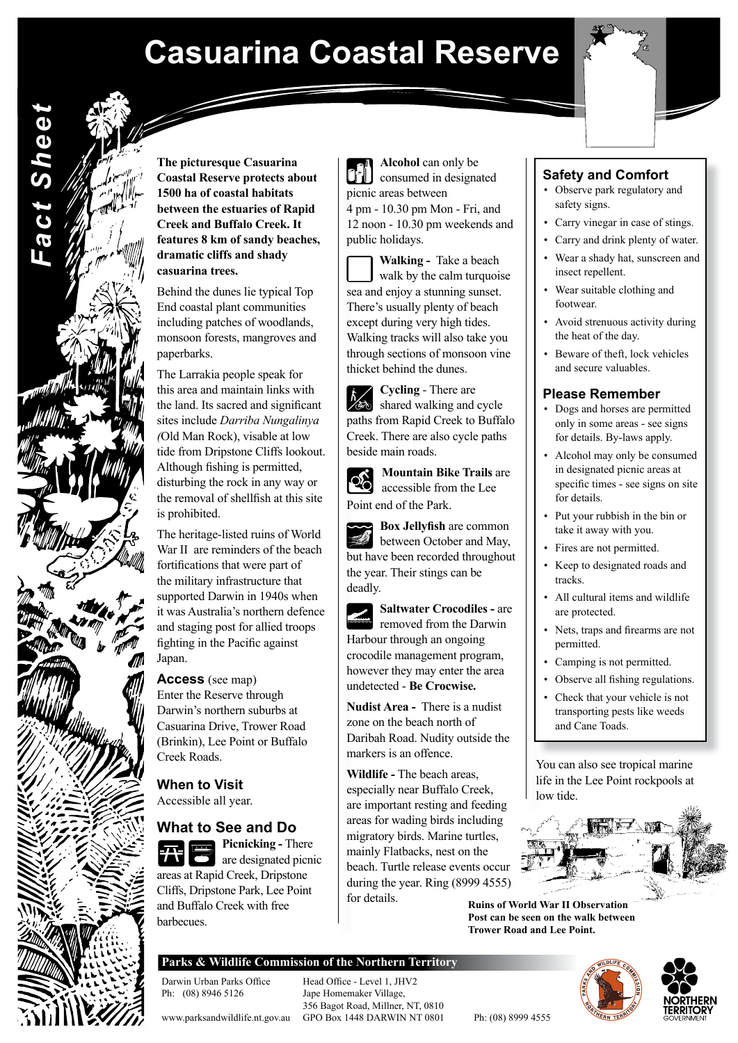# Casuarina Coastal Reserve

*Fact Sheet*

**The picturesque Casuarina Coastal Reserve protects about 1500 ha of coastal habitats between the estuaries of Rapid Creek and Buffalo Creek. It features 8 km of sandy beaches, dramatic cliffs and shady casuarina trees.**

Behind the dunes lie typical Top End coastal plant communities including patches of woodlands, monsoon forests, mangroves and paperbarks.

The Larrakia people speak for this area and maintain links with the land. Its sacred and significant sites include *Darriba Nungalinya (*Old Man Rock), visable at low tide from Dripstone Cliffs lookout. Although fishing is permitted, disturbing the rock in any way or the removal of shellfish at this site is prohibited.

The heritage-listed ruins of World War II are reminders of the beach fortifications that were part of the military infrastructure that supported Darwin in 1940s when it was Australia's northern defence and staging post for allied troops fighting in the Pacific against Japan.

## Access (see map)

Enter the Reserve through Darwin's northern suburbs at Casuarina Drive, Trower Road (Brinkin), Lee Point or Buffalo Creek Roads.

## When to Visit

Accessible all year.

## What to See and Do

**Picnicking -** There are designated picnic areas at Rapid Creek, Dripstone Cliffs, Dripstone Park, Lee Point and Buffalo Creek with free barbecues.

**Alcohol** can only be consumed in designated picnic areas between 4 pm - 10.30 pm Mon - Fri, and 12 noon - 10.30 pm weekends and public holidays.

**Walking -** Take a beach walk by the calm turquoise sea and enjoy a stunning sunset. There's usually plenty of beach except during very high tides. Walking tracks will also take you through sections of monsoon vine thicket behind the dunes.

**Cycling** - There are shared walking and cycle paths from Rapid Creek to Buffalo Creek. There are also cycle paths beside main roads.

**Mountain Bike Trails** are accessible from the Lee Point end of the Park.

**Box Jellyfish** are common between October and May, but have been recorded throughout the year. Their stings can be deadly.

**Saltwater Crocodiles -** are removed from the Darwin Harbour through an ongoing crocodile management program, however they may enter the area undetected - **Be Crocwise.**

**Nudist Area -** There is a nudist zone on the beach north of Daribah Road. Nudity outside the markers is an offence.

**Wildlife -** The beach areas, especially near Buffalo Creek, are important resting and feeding areas for wading birds including migratory birds. Marine turtles, mainly Flatbacks, nest on the beach. Turtle release events occur during the year. Ring (8999 4555) for details.

## Safety and Comfort

- Observe park regulatory and safety signs.
- Carry vinegar in case of stings.
- Carry and drink plenty of water.
- Wear a shady hat, sunscreen and insect repellent.
- Wear suitable clothing and footwear.
- Avoid strenuous activity during the heat of the day.
- Beware of theft, lock vehicles and secure valuables.

## Please Remember

- Dogs and horses are permitted only in some areas - see signs for details. By-laws apply.
- Alcohol may only be consumed in designated picnic areas at specific times - see signs on site for details.
- Put your rubbish in the bin or take it away with you.
- Fires are not permitted.
- Keep to designated roads and tracks.
- All cultural items and wildlife are protected.
- Nets, traps and firearms are not permitted.
- Camping is not permitted.
- Observe all fishing regulations.
- Check that your vehicle is not transporting pests like weeds and Cane Toads.

You can also see tropical marine life in the Lee Point rockpools at low tide.

**Ruins of World War II Observation Post can be seen on the walk between Trower Road and Lee Point.**

**Parks & Wildlife Commission of the Northern Territory**

Darwin Urban Parks Office
Ph: (08) 8946 5126

Head Office - Level 1, JHV2
Jape Homemaker Village,
356 Bagot Road, Millner, NT, 0810
GPO Box 1448 DARWIN NT 0801

Ph: (08) 8999 4555

www.parksandwildlife.nt.gov.au

NORTHERN TERRITORY GOVERNMENT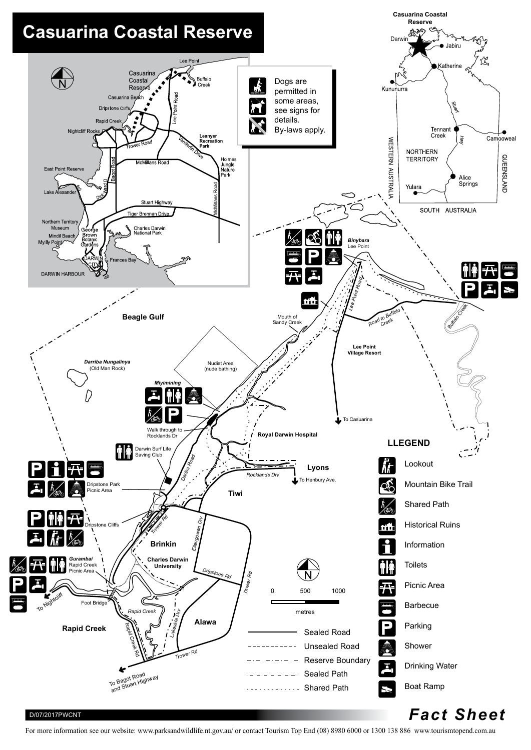# Casuarina Coastal Reserve

Dogs are permitted in some areas, see signs for details. By-laws apply.

Casuarina Coastal Reserve
Darwin
Jabiru
Katherine
Kununurra
Stuart Hwy
Tennant Creek
Camooweal
WESTERN AUSTRALIA
NORTHERN TERRITORY
QUEENSLAND
Alice Springs
Yulara
SOUTH AUSTRALIA

Lee Point
Casuarina Coastal Reserve
Buffalo Creek
Casuarina Beach
Dripstone Cliffs
Rapid Creek
Nightcliff Rocks
Lee Point Road
Tower Road
Vanderlin Drive
Leanyer Recreation Park
McMillans Road
Holmes Jungle Nature Park
East Point Reserve
Bagot Road
Dick Ward D
Lake Alexander
McMillans Road
Stuart Highway
Tiger Brennan Drive
Northern Territory Museum
Mindil Beach
Myilly Point
George Brown Botanic Gardens
Charles Darwin National Park
DARWIN CITY
Frances Bay
DARWIN HARBOUR

Beagle Gulf
*Binybara* Lee Point
Lee Point Road
Mouth of Sandy Creek
Road to Buffalo Creek
Buffalo Creek
Lee Point Village Resort
*Darriba Nungalinya* (Old Man Rock)
Nudist Area (nude bathing)
*Miyimining*
To Casuarina
Walk through to Rocklands Dr
Royal Darwin Hospital
Darwin Surf Life Saving Club
Dariba Road
Rocklands Drv
Lyons
To Henbury Ave.
Dripstone Park Picnic Area
Tiwi
Dripstone Cliffs
Trower Rd
Ellengowan Drv
Brinkin
Charles Darwin University
Dripstone Rd
Trower Rd
*Gurambai* Rapid Creek Picnic Area
To Nightcliff
Foot Bridge
Rapid Creek
Lakeside Drv
Alawa
Rapid Creek
Rapid Creek Rd
Trower Rd
To Bagot Road and Stuart Highway

0 500 1000
metres

## LLEGEND

- Lookout
- Mountain Bike Trail
- Shared Path
- Historical Ruins
- Information
- Toilets
- Picnic Area
- Barbecue
- Parking
- Shower
- Drinking Water
- Boat Ramp

- Sealed Road
- Unsealed Road
- Reserve Boundary
- Sealed Path
- Shared Path

D/07/2017PWCNT

**Fact Sheet**

For more information see our website: www.parksandwildlife.nt.gov.au/ or contact Tourism Top End (08) 8980 6000 or 1300 138 886 www.tourismtopend.com.au